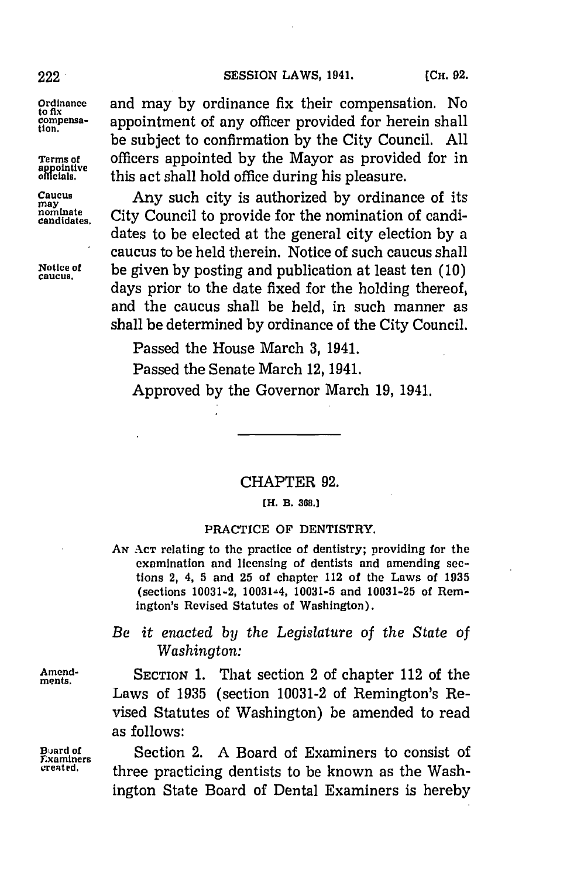and may by ordinance fix their compensation. No appointment of any officer provided for herein shall be subject to confirmation by the City Council. All officers appointed by the Mayor as provided for in this act shall hold office during his pleasure.

Ordinance to fix compensation.

Terms of appointive officials.

Any such city is authorized by ordinance of its City Council to provide for the nomination of candidates to be elected at the general city election by a caucus to be held therein. Notice of such caucus shall be given by posting and publication at least ten (10) days prior to the date fixed for the holding thereof, and the caucus shall be held, in such manner as shall be determined by ordinance of the City Council.

Caucus may nominate candidates.

Notice of caucus.

Passed the House March 3, 1941.

Passed the Senate March 12, 1941.

Approved by the Governor March 19, 1941.

---

## CHAPTER 92.

[H. B. 368.]

### PRACTICE OF DENTISTRY.

AN ACT relating to the practice of dentistry; providing for the examination and licensing of dentists and amending sections 2, 4, 5 and 25 of chapter 112 of the Laws of 1935 (sections 10031-2, 10031-4, 10031-5 and 10031-25 of Remington's Revised Statutes of Washington).

*Be it enacted by the Legislature of the State of Washington:*

Amendments.

SECTION 1. That section 2 of chapter 112 of the Laws of 1935 (section 10031-2 of Remington's Revised Statutes of Washington) be amended to read as follows:

Board of Examiners created.

Section 2. A Board of Examiners to consist of three practicing dentists to be known as the Washington State Board of Dental Examiners is hereby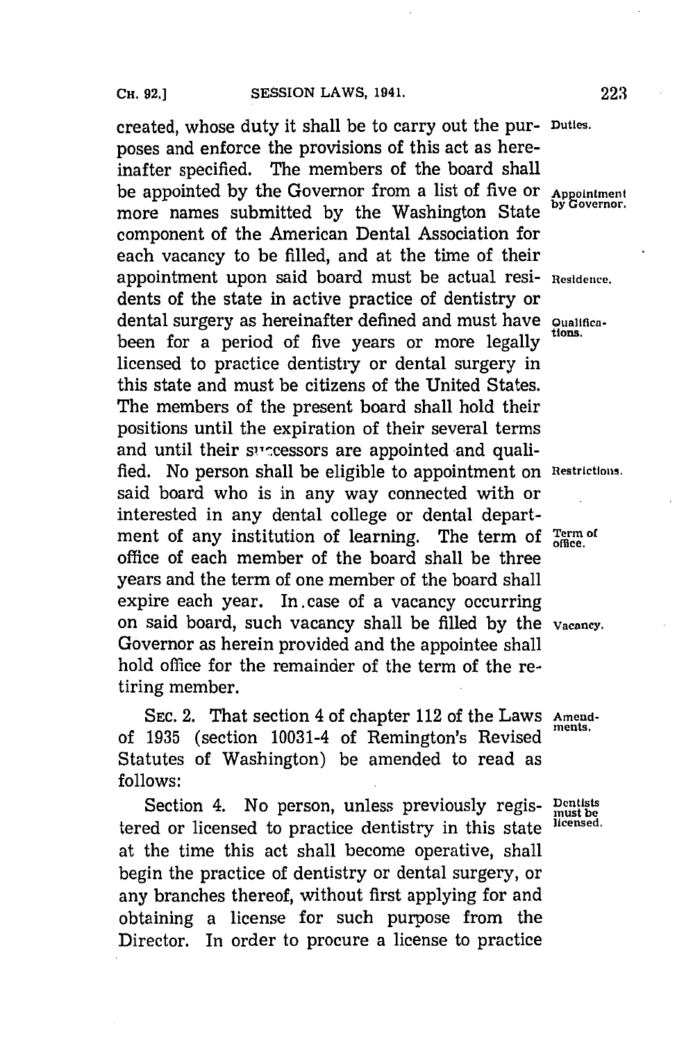created, whose duty it shall be to carry out the purposes and enforce the provisions of this act as hereinafter specified. The members of the board shall be appointed by the Governor from a list of five or more names submitted by the Washington State component of the American Dental Association for each vacancy to be filled, and at the time of their appointment upon said board must be actual residents of the state in active practice of dentistry or dental surgery as hereinafter defined and must have been for a period of five years or more legally licensed to practice dentistry or dental surgery in this state and must be citizens of the United States. The members of the present board shall hold their positions until the expiration of their several terms and until their successors are appointed and qualified. No person shall be eligible to appointment on said board who is in any way connected with or interested in any dental college or dental department of any institution of learning. The term of office of each member of the board shall be three years and the term of one member of the board shall expire each year. In case of a vacancy occurring on said board, such vacancy shall be filled by the Governor as herein provided and the appointee shall hold office for the remainder of the term of the retiring member.

Duties.

Appointment by Governor.

Residence.

Qualifications.

Restrictions.

Term of office.

Vacancy.

SEC. 2. That section 4 of chapter 112 of the Laws of 1935 (section 10031-4 of Remington's Revised Statutes of Washington) be amended to read as follows:

Amendments.

Section 4. No person, unless previously registered or licensed to practice dentistry in this state at the time this act shall become operative, shall begin the practice of dentistry or dental surgery, or any branches thereof, without first applying for and obtaining a license for such purpose from the Director. In order to procure a license to practice

Dentists must be licensed.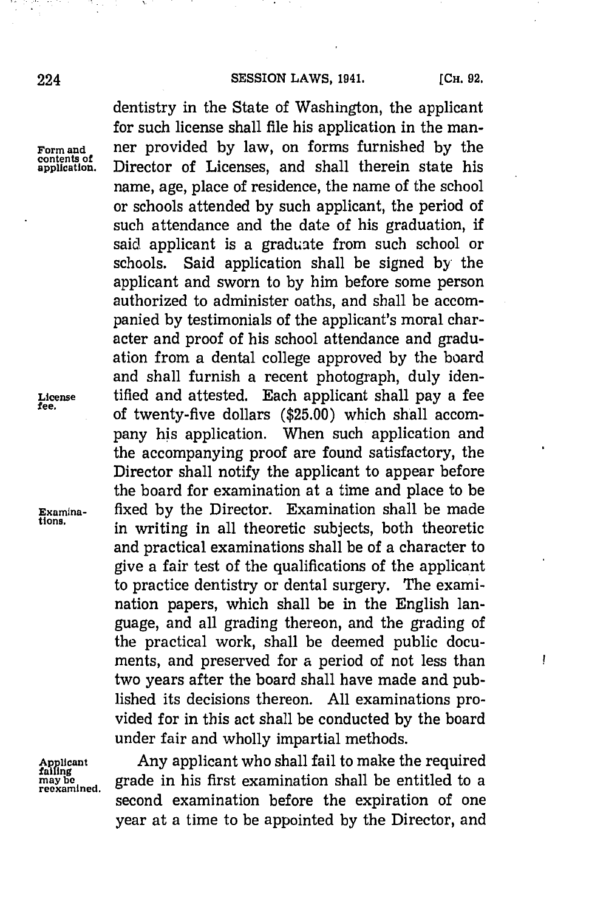dentistry in the State of Washington, the applicant for such license shall file his application in the manner provided by law, on forms furnished by the Director of Licenses, and shall therein state his name, age, place of residence, the name of the school or schools attended by such applicant, the period of such attendance and the date of his graduation, if said applicant is a graduate from such school or schools. Said application shall be signed by the applicant and sworn to by him before some person authorized to administer oaths, and shall be accompanied by testimonials of the applicant's moral character and proof of his school attendance and graduation from a dental college approved by the board and shall furnish a recent photograph, duly identified and attested. Each applicant shall pay a fee of twenty-five dollars ($25.00) which shall accompany his application. When such application and the accompanying proof are found satisfactory, the Director shall notify the applicant to appear before the board for examination at a time and place to be fixed by the Director. Examination shall be made in writing in all theoretic subjects, both theoretic and practical examinations shall be of a character to give a fair test of the qualifications of the applicant to practice dentistry or dental surgery. The examination papers, which shall be in the English language, and all grading thereon, and the grading of the practical work, shall be deemed public documents, and preserved for a period of not less than two years after the board shall have made and published its decisions thereon. All examinations provided for in this act shall be conducted by the board under fair and wholly impartial methods.

Any applicant who shall fail to make the required grade in his first examination shall be entitled to a second examination before the expiration of one year at a time to be appointed by the Director, and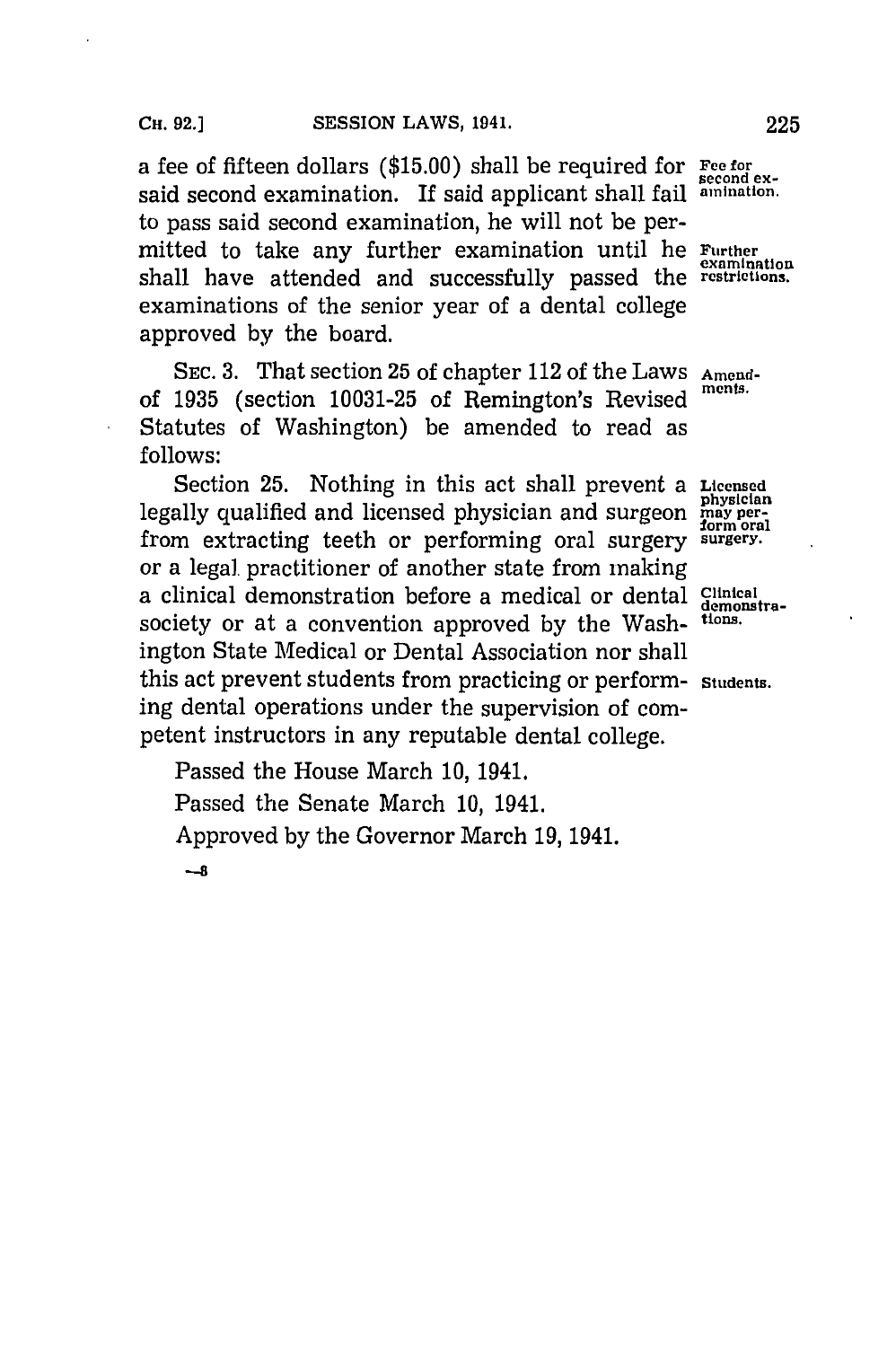a fee of fifteen dollars ($15.00) shall be required for said second examination. If said applicant shall fail to pass said second examination, he will not be permitted to take any further examination until he shall have attended and successfully passed the examinations of the senior year of a dental college approved by the board.

Fee for second examination.

Further examination restrictions.

SEC. 3. That section 25 of chapter 112 of the Laws of 1935 (section 10031-25 of Remington's Revised Statutes of Washington) be amended to read as follows:

Amendments.

Section 25. Nothing in this act shall prevent a legally qualified and licensed physician and surgeon from extracting teeth or performing oral surgery or a legal practitioner of another state from making a clinical demonstration before a medical or dental society or at a convention approved by the Washington State Medical or Dental Association nor shall this act prevent students from practicing or performing dental operations under the supervision of competent instructors in any reputable dental college.

Licensed physician may perform oral surgery.

Clinical demonstrations.

Students.

Passed the House March 10, 1941.

Passed the Senate March 10, 1941.

Approved by the Governor March 19, 1941.

—8